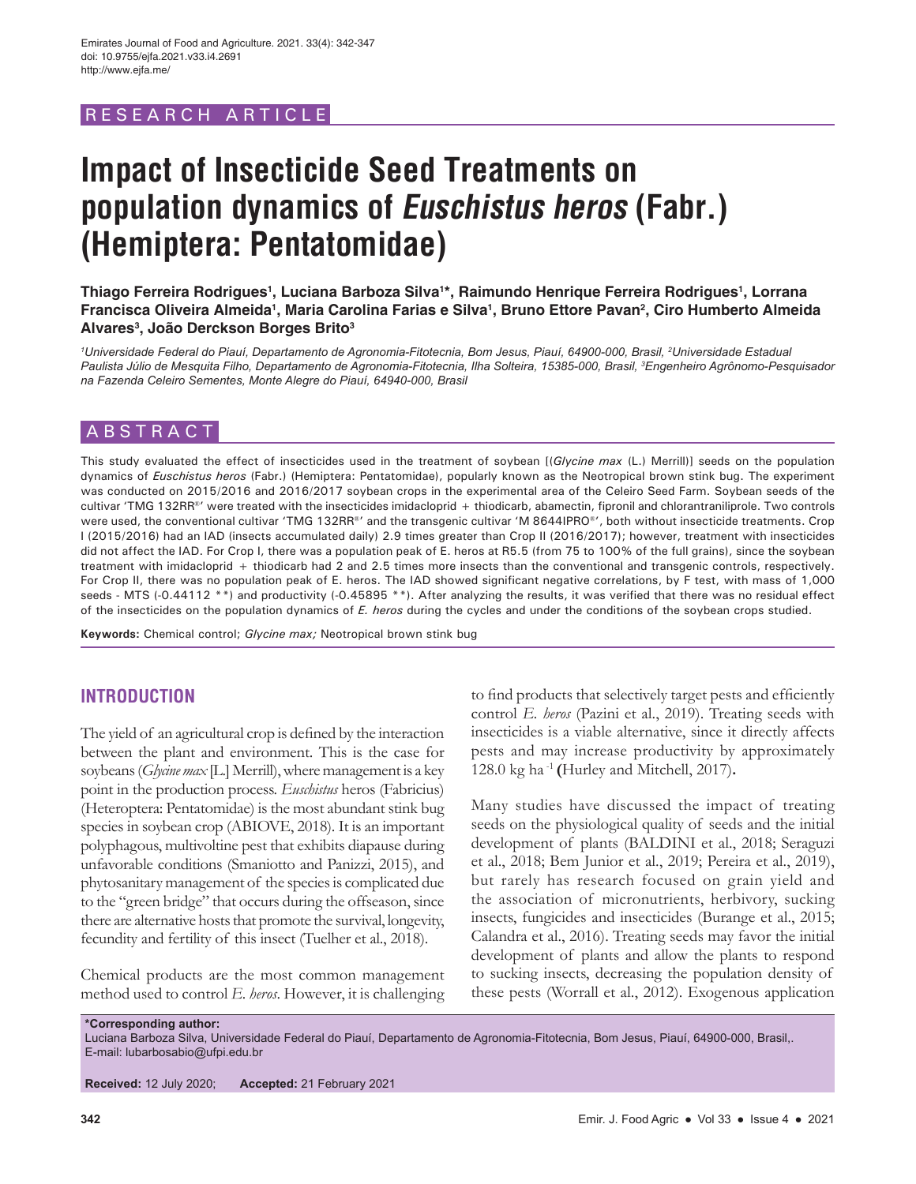RESEARCH ARTICLE

# Impact of Insecticide Seed Treatments on population dynamics of *Euschistus heros* (Fabr.) (Hemiptera: Pentatomidae)

**Thiago Ferreira Rodrigues[1], Luciana Barboza Silva[1]\*, Raimundo Henrique Ferreira Rodrigues[1], Lorrana Francisca Oliveira Almeida[1], Maria Carolina Farias e Silva[1], Bruno Ettore Pavan[2], Ciro Humberto Almeida Alvares[3], João Derckson Borges Brito[3]**

*[1]Universidade Federal do Piauí, Departamento de Agronomia-Fitotecnia, Bom Jesus, Piauí, 64900-000, Brasil, [2]Universidade Estadual Paulista Júlio de Mesquita Filho, Departamento de Agronomia-Fitotecnia, Ilha Solteira, 15385-000, Brasil, [3]Engenheiro Agrônomo-Pesquisador na Fazenda Celeiro Sementes, Monte Alegre do Piauí, 64940-000, Brasil*

## ABSTRACT

This study evaluated the effect of insecticides used in the treatment of soybean [(*Glycine max* (L.) Merrill)] seeds on the population dynamics of *Euschistus heros* (Fabr.) (Hemiptera: Pentatomidae), popularly known as the Neotropical brown stink bug. The experiment was conducted on 2015/2016 and 2016/2017 soybean crops in the experimental area of the Celeiro Seed Farm. Soybean seeds of the cultivar 'TMG 132RR®' were treated with the insecticides imidacloprid + thiodicarb, abamectin, fipronil and chlorantraniliprole. Two controls were used, the conventional cultivar 'TMG 132RR®' and the transgenic cultivar 'M 8644IPRO®', both without insecticide treatments. Crop I (2015/2016) had an IAD (insects accumulated daily) 2.9 times greater than Crop II (2016/2017); however, treatment with insecticides did not affect the IAD. For Crop I, there was a population peak of E. heros at R5.5 (from 75 to 100% of the full grains), since the soybean treatment with imidacloprid + thiodicarb had 2 and 2.5 times more insects than the conventional and transgenic controls, respectively. For Crop II, there was no population peak of E. heros. The IAD showed significant negative correlations, by F test, with mass of 1,000 seeds - MTS (-0.44112 \*\*) and productivity (-0.45895 \*\*). After analyzing the results, it was verified that there was no residual effect of the insecticides on the population dynamics of *E. heros* during the cycles and under the conditions of the soybean crops studied.

**Keywords:** Chemical control; *Glycine max;* Neotropical brown stink bug

## INTRODUCTION

The yield of an agricultural crop is defined by the interaction between the plant and environment. This is the case for soybeans (*Glycine max* [L.] Merrill), where management is a key point in the production process. *Euschistus* heros (Fabricius) (Heteroptera: Pentatomidae) is the most abundant stink bug species in soybean crop (ABIOVE, 2018). It is an important polyphagous, multivoltine pest that exhibits diapause during unfavorable conditions (Smaniotto and Panizzi, 2015), and phytosanitary management of the species is complicated due to the "green bridge" that occurs during the offseason, since there are alternative hosts that promote the survival, longevity, fecundity and fertility of this insect (Tuelher et al., 2018).

Chemical products are the most common management method used to control *E. heros*. However, it is challenging to find products that selectively target pests and efficiently control *E. heros* (Pazini et al., 2019). Treating seeds with insecticides is a viable alternative, since it directly affects pests and may increase productivity by approximately 128.0 kg ha$^{-1}$ **(**Hurley and Mitchell, 2017)**.**

Many studies have discussed the impact of treating seeds on the physiological quality of seeds and the initial development of plants (BALDINI et al., 2018; Seraguzi et al., 2018; Bem Junior et al., 2019; Pereira et al., 2019), but rarely has research focused on grain yield and the association of micronutrients, herbivory, sucking insects, fungicides and insecticides (Burange et al., 2015; Calandra et al., 2016). Treating seeds may favor the initial development of plants and allow the plants to respond to sucking insects, decreasing the population density of these pests (Worrall et al., 2012). Exogenous application

**\*Corresponding author:**
Luciana Barboza Silva, Universidade Federal do Piauí, Departamento de Agronomia-Fitotecnia, Bom Jesus, Piauí, 64900-000, Brasil,. E-mail: lubarbosabio@ufpi.edu.br

**Received:** 12 July 2020; **Accepted:** 21 February 2021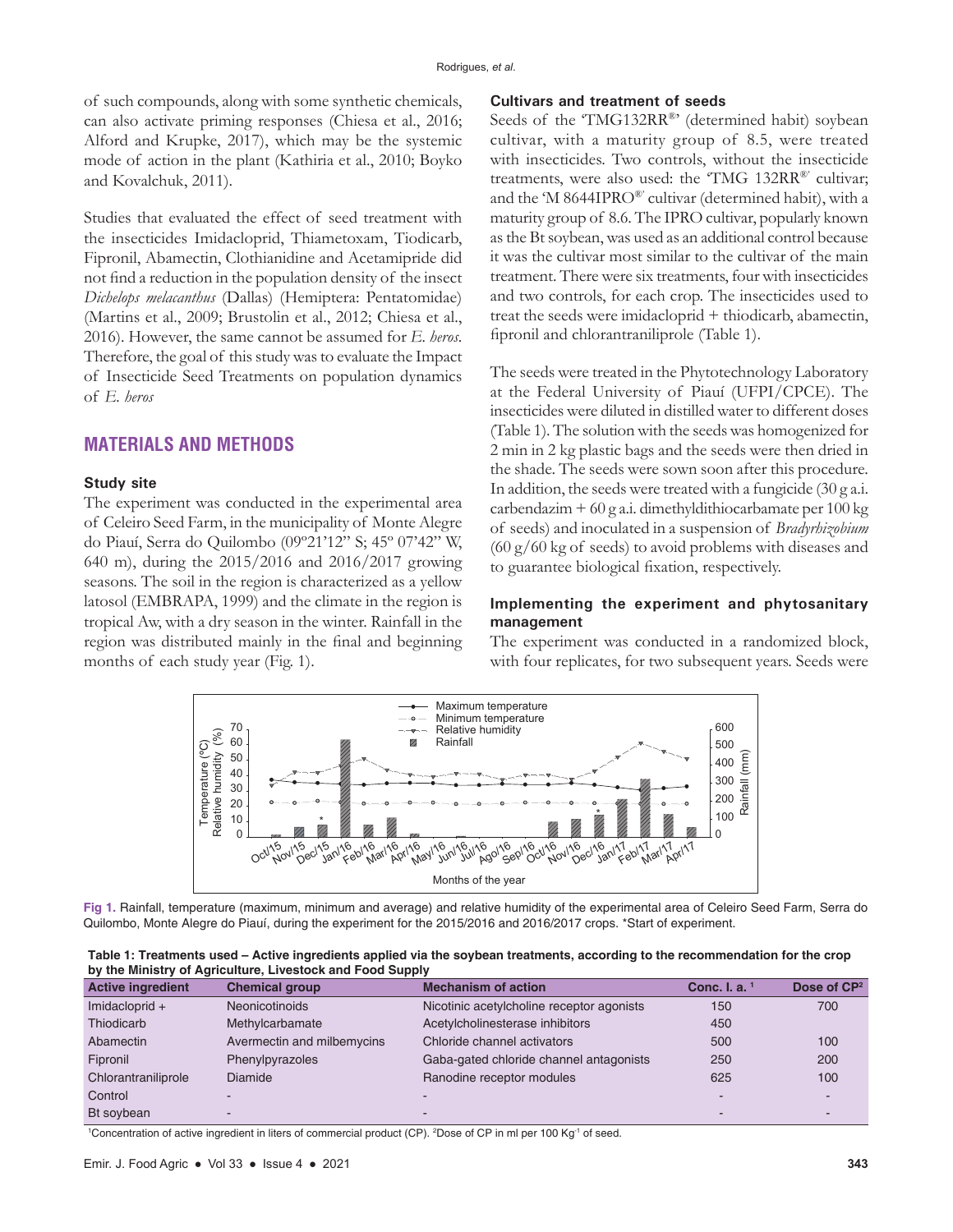of such compounds, along with some synthetic chemicals, can also activate priming responses (Chiesa et al., 2016; Alford and Krupke, 2017), which may be the systemic mode of action in the plant (Kathiria et al., 2010; Boyko and Kovalchuk, 2011).

Studies that evaluated the effect of seed treatment with the insecticides Imidacloprid, Thiametoxam, Tiodicarb, Fipronil, Abamectin, Clothianidine and Acetamipride did not find a reduction in the population density of the insect *Dichelops melacanthus* (Dallas) (Hemiptera: Pentatomidae) (Martins et al., 2009; Brustolin et al., 2012; Chiesa et al., 2016). However, the same cannot be assumed for *E. heros*. Therefore, the goal of this study was to evaluate the Impact of Insecticide Seed Treatments on population dynamics of *E. heros*

## MATERIALS AND METHODS

### Study site

The experiment was conducted in the experimental area of Celeiro Seed Farm, in the municipality of Monte Alegre do Piauí, Serra do Quilombo (09º21'12" S; 45º 07'42" W, 640 m), during the 2015/2016 and 2016/2017 growing seasons. The soil in the region is characterized as a yellow latosol (EMBRAPA, 1999) and the climate in the region is tropical Aw, with a dry season in the winter. Rainfall in the region was distributed mainly in the final and beginning months of each study year (Fig. 1).

### Cultivars and treatment of seeds

Seeds of the 'TMG132RR®' (determined habit) soybean cultivar, with a maturity group of 8.5, were treated with insecticides. Two controls, without the insecticide treatments, were also used: the 'TMG 132RR®' cultivar; and the 'M 8644IPRO®' cultivar (determined habit), with a maturity group of 8.6. The IPRO cultivar, popularly known as the Bt soybean, was used as an additional control because it was the cultivar most similar to the cultivar of the main treatment. There were six treatments, four with insecticides and two controls, for each crop. The insecticides used to treat the seeds were imidacloprid + thiodicarb, abamectin, fipronil and chlorantraniliprole (Table 1).

The seeds were treated in the Phytotechnology Laboratory at the Federal University of Piauí (UFPI/CPCE). The insecticides were diluted in distilled water to different doses (Table 1). The solution with the seeds was homogenized for 2 min in 2 kg plastic bags and the seeds were then dried in the shade. The seeds were sown soon after this procedure. In addition, the seeds were treated with a fungicide (30 g a.i. carbendazim + 60 g a.i. dimethyldithiocarbamate per 100 kg of seeds) and inoculated in a suspension of *Bradyrhizobium* (60 g/60 kg of seeds) to avoid problems with diseases and to guarantee biological fixation, respectively.

### Implementing the experiment and phytosanitary management

The experiment was conducted in a randomized block, with four replicates, for two subsequent years. Seeds were

**Fig 1.** Rainfall, temperature (maximum, minimum and average) and relative humidity of the experimental area of Celeiro Seed Farm, Serra do Quilombo, Monte Alegre do Piauí, during the experiment for the 2015/2016 and 2016/2017 crops. *Start of experiment.

**Table 1: Treatments used – Active ingredients applied via the soybean treatments, according to the recommendation for the crop by the Ministry of Agriculture, Livestock and Food Supply**

| Active ingredient | Chemical group | Mechanism of action | Conc. I. a. [1] | Dose of CP[2] |
|---|---|---|---|---|
| Imidacloprid + | Neonicotinoids | Nicotinic acetylcholine receptor agonists | 150 | 700 |
| Thiodicarb | Methylcarbamate | Acetylcholinesterase inhibitors | 450 | |
| Abamectin | Avermectin and milbemycins | Chloride channel activators | 500 | 100 |
| Fipronil | Phenylpyrazoles | Gaba-gated chloride channel antagonists | 250 | 200 |
| Chlorantraniliprole | Diamide | Ranodine receptor modules | 625 | 100 |
| Control | - | - | - | - |
| Bt soybean | - | - | - | - |

[1]Concentration of active ingredient in liters of commercial product (CP). [2]Dose of CP in ml per 100 $Kg^{-1}$ of seed.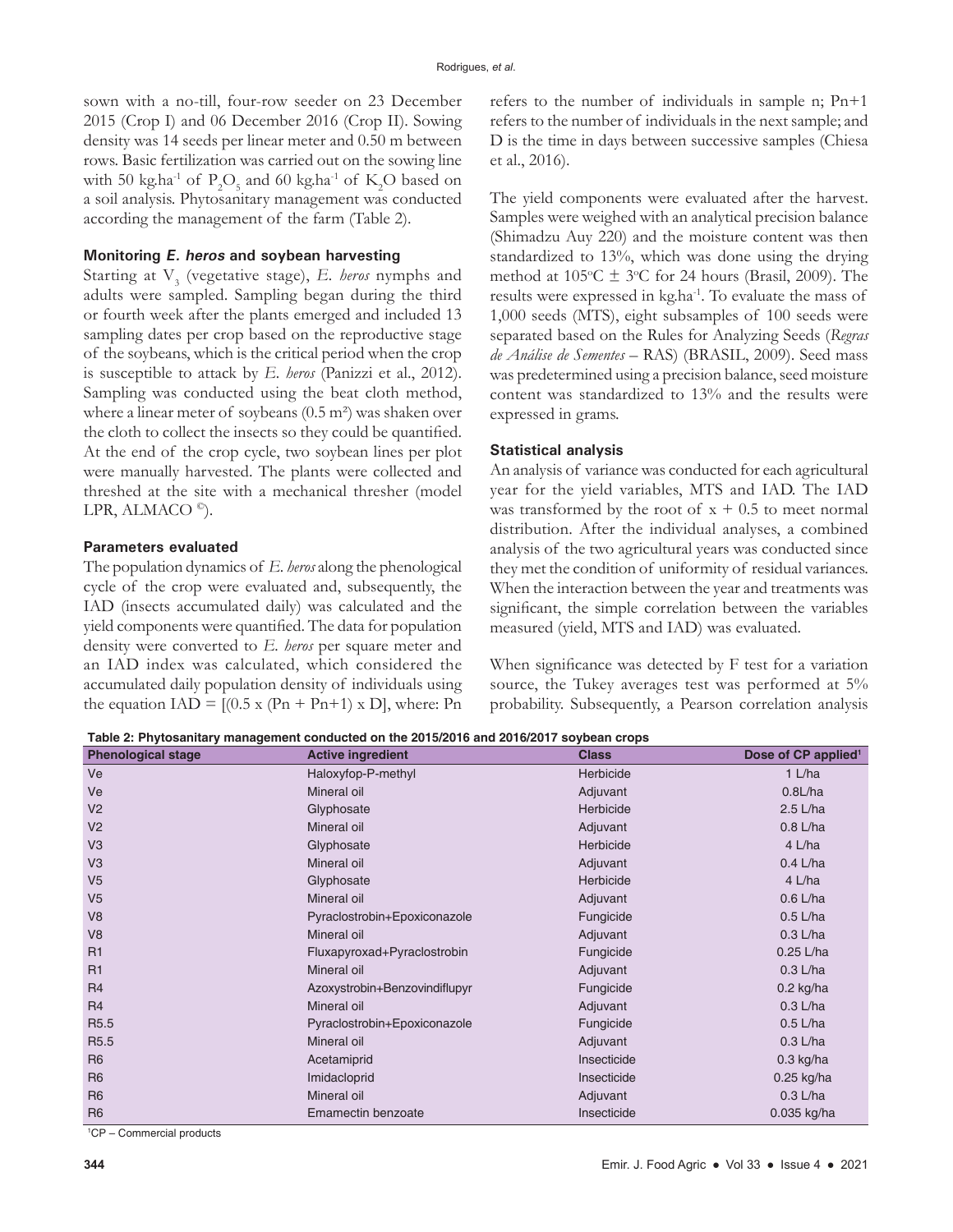sown with a no-till, four-row seeder on 23 December 2015 (Crop I) and 06 December 2016 (Crop II). Sowing density was 14 seeds per linear meter and 0.50 m between rows. Basic fertilization was carried out on the sowing line with 50 kg.ha$^{-1}$ of $P_2O_5$ and 60 kg.ha$^{-1}$ of $K_2O$ based on a soil analysis. Phytosanitary management was conducted according the management of the farm (Table 2).

### Monitoring *E. heros* and soybean harvesting

Starting at $V_3$ (vegetative stage), *E. heros* nymphs and adults were sampled. Sampling began during the third or fourth week after the plants emerged and included 13 sampling dates per crop based on the reproductive stage of the soybeans, which is the critical period when the crop is susceptible to attack by *E. heros* (Panizzi et al., 2012). Sampling was conducted using the beat cloth method, where a linear meter of soybeans (0.5 m²) was shaken over the cloth to collect the insects so they could be quantified. At the end of the crop cycle, two soybean lines per plot were manually harvested. The plants were collected and threshed at the site with a mechanical thresher (model LPR, ALMACO ©).

### Parameters evaluated

The population dynamics of *E. heros* along the phenological cycle of the crop were evaluated and, subsequently, the IAD (insects accumulated daily) was calculated and the yield components were quantified. The data for population density were converted to *E. heros* per square meter and an IAD index was calculated, which considered the accumulated daily population density of individuals using the equation $IAD = [(0.5 \times (Pn + Pn{+}1) \times D]$, where: Pn refers to the number of individuals in sample n; Pn+1 refers to the number of individuals in the next sample; and D is the time in days between successive samples (Chiesa et al., 2016).

The yield components were evaluated after the harvest. Samples were weighed with an analytical precision balance (Shimadzu Auy 220) and the moisture content was then standardized to 13%, which was done using the drying method at 105°C ± 3°C for 24 hours (Brasil, 2009). The results were expressed in kg.ha$^{-1}$. To evaluate the mass of 1,000 seeds (MTS), eight subsamples of 100 seeds were separated based on the Rules for Analyzing Seeds (*Regras de Análise de Sementes* – RAS) (BRASIL, 2009). Seed mass was predetermined using a precision balance, seed moisture content was standardized to 13% and the results were expressed in grams.

### Statistical analysis

An analysis of variance was conducted for each agricultural year for the yield variables, MTS and IAD. The IAD was transformed by the root of $x + 0.5$ to meet normal distribution. After the individual analyses, a combined analysis of the two agricultural years was conducted since they met the condition of uniformity of residual variances. When the interaction between the year and treatments was significant, the simple correlation between the variables measured (yield, MTS and IAD) was evaluated.

When significance was detected by F test for a variation source, the Tukey averages test was performed at 5% probability. Subsequently, a Pearson correlation analysis

**Table 2: Phytosanitary management conducted on the 2015/2016 and 2016/2017 soybean crops**

| Phenological stage | Active ingredient | Class | Dose of CP applied[1] |
|---|---|---|---|
| Ve | Haloxyfop-P-methyl | Herbicide | 1 L/ha |
| Ve | Mineral oil | Adjuvant | 0.8L/ha |
| V2 | Glyphosate | Herbicide | 2.5 L/ha |
| V2 | Mineral oil | Adjuvant | 0.8 L/ha |
| V3 | Glyphosate | Herbicide | 4 L/ha |
| V3 | Mineral oil | Adjuvant | 0.4 L/ha |
| V5 | Glyphosate | Herbicide | 4 L/ha |
| V5 | Mineral oil | Adjuvant | 0.6 L/ha |
| V8 | Pyraclostrobin+Epoxiconazole | Fungicide | 0.5 L/ha |
| V8 | Mineral oil | Adjuvant | 0.3 L/ha |
| R1 | Fluxapyroxad+Pyraclostrobin | Fungicide | 0.25 L/ha |
| R1 | Mineral oil | Adjuvant | 0.3 L/ha |
| R4 | Azoxystrobin+Benzovindiflupyr | Fungicide | 0.2 kg/ha |
| R4 | Mineral oil | Adjuvant | 0.3 L/ha |
| R5.5 | Pyraclostrobin+Epoxiconazole | Fungicide | 0.5 L/ha |
| R5.5 | Mineral oil | Adjuvant | 0.3 L/ha |
| R6 | Acetamiprid | Insecticide | 0.3 kg/ha |
| R6 | Imidacloprid | Insecticide | 0.25 kg/ha |
| R6 | Mineral oil | Adjuvant | 0.3 L/ha |
| R6 | Emamectin benzoate | Insecticide | 0.035 kg/ha |

[1]CP – Commercial products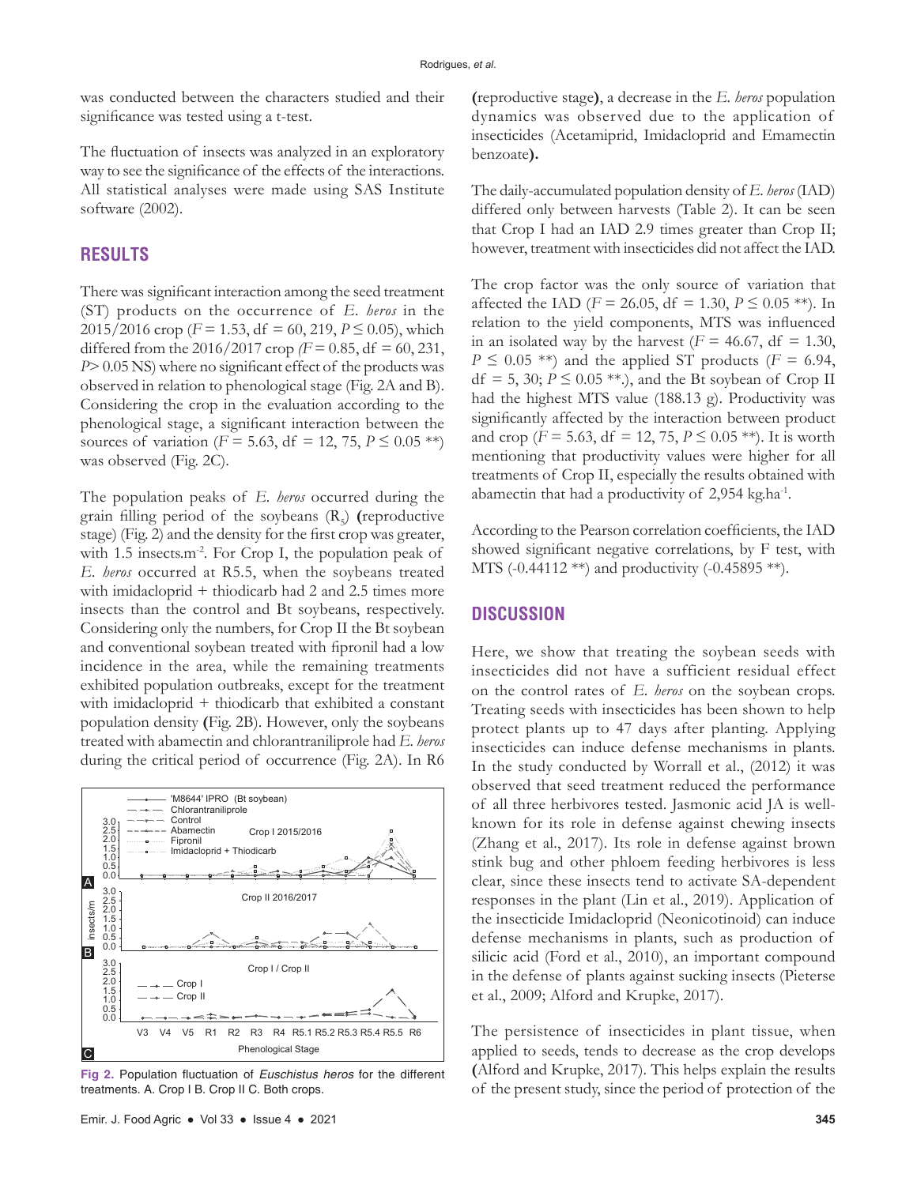was conducted between the characters studied and their significance was tested using a t-test.

The fluctuation of insects was analyzed in an exploratory way to see the significance of the effects of the interactions. All statistical analyses were made using SAS Institute software (2002).

## RESULTS

There was significant interaction among the seed treatment (ST) products on the occurrence of *E. heros* in the 2015/2016 crop ($F = 1.53$, df = 60, 219, $P \leq 0.05$), which differed from the 2016/2017 crop ($F = 0.85$, df = 60, 231, $P > 0.05$ NS) where no significant effect of the products was observed in relation to phenological stage (Fig. 2A and B). Considering the crop in the evaluation according to the phenological stage, a significant interaction between the sources of variation ($F = 5.63$, df = 12, 75, $P \leq 0.05$ **) was observed (Fig. 2C).

The population peaks of *E. heros* occurred during the grain filling period of the soybeans ($R_5$) **(**reproductive stage) (Fig. 2) and the density for the first crop was greater, with 1.5 insects.m$^{-2}$. For Crop I, the population peak of *E. heros* occurred at R5.5, when the soybeans treated with imidacloprid + thiodicarb had 2 and 2.5 times more insects than the control and Bt soybeans, respectively. Considering only the numbers, for Crop II the Bt soybean and conventional soybean treated with fipronil had a low incidence in the area, while the remaining treatments exhibited population outbreaks, except for the treatment with imidacloprid + thiodicarb that exhibited a constant population density **(**Fig. 2B). However, only the soybeans treated with abamectin and chlorantraniliprole had *E. heros* during the critical period of occurrence (Fig. 2A). In R6 **(**reproductive stage**)**, a decrease in the *E. heros* population dynamics was observed due to the application of insecticides (Acetamiprid, Imidacloprid and Emamectin benzoate**).**

**Fig 2.** Population fluctuation of *Euschistus heros* for the different treatments. A. Crop I B. Crop II C. Both crops.

The daily-accumulated population density of *E. heros* (IAD) differed only between harvests (Table 2). It can be seen that Crop I had an IAD 2.9 times greater than Crop II; however, treatment with insecticides did not affect the IAD.

The crop factor was the only source of variation that affected the IAD ($F = 26.05$, df = 1.30, $P \leq 0.05$ **). In relation to the yield components, MTS was influenced in an isolated way by the harvest ($F = 46.67$, df = 1.30, $P \leq 0.05$ **) and the applied ST products ($F = 6.94$, df = 5, 30; $P \leq 0.05$ **.), and the Bt soybean of Crop II had the highest MTS value (188.13 g). Productivity was significantly affected by the interaction between product and crop ($F = 5.63$, df = 12, 75, $P \leq 0.05$ **). It is worth mentioning that productivity values were higher for all treatments of Crop II, especially the results obtained with abamectin that had a productivity of 2,954 kg.ha$^{-1}$.

According to the Pearson correlation coefficients, the IAD showed significant negative correlations, by F test, with MTS (-0.44112 **) and productivity (-0.45895 **).

## DISCUSSION

Here, we show that treating the soybean seeds with insecticides did not have a sufficient residual effect on the control rates of *E. heros* on the soybean crops. Treating seeds with insecticides has been shown to help protect plants up to 47 days after planting. Applying insecticides can induce defense mechanisms in plants. In the study conducted by Worrall et al., (2012) it was observed that seed treatment reduced the performance of all three herbivores tested. Jasmonic acid JA is well-known for its role in defense against chewing insects (Zhang et al., 2017). Its role in defense against brown stink bug and other phloem feeding herbivores is less clear, since these insects tend to activate SA-dependent responses in the plant (Lin et al., 2019). Application of the insecticide Imidacloprid (Neonicotinoid) can induce defense mechanisms in plants, such as production of silicic acid (Ford et al., 2010), an important compound in the defense of plants against sucking insects (Pieterse et al., 2009; Alford and Krupke, 2017).

The persistence of insecticides in plant tissue, when applied to seeds, tends to decrease as the crop develops **(**Alford and Krupke, 2017). This helps explain the results of the present study, since the period of protection of the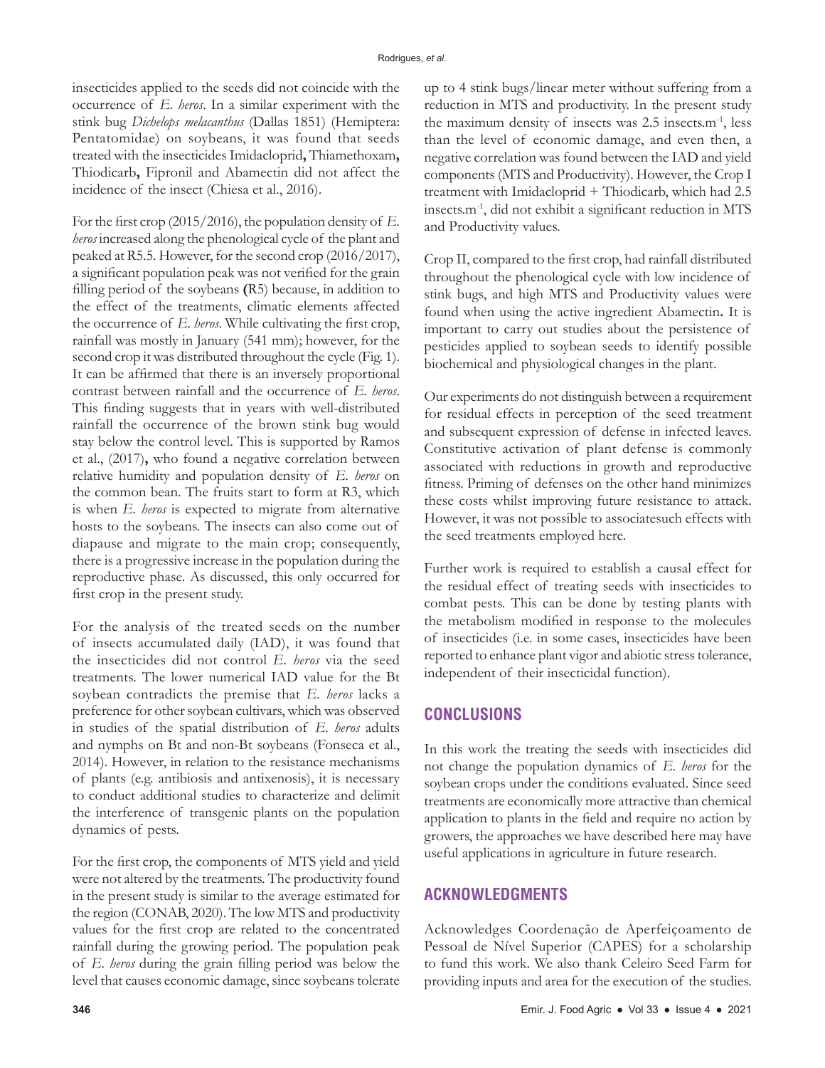insecticides applied to the seeds did not coincide with the occurrence of *E. heros*. In a similar experiment with the stink bug *Dichelops melacanthus* (Dallas 1851) (Hemiptera: Pentatomidae) on soybeans, it was found that seeds treated with the insecticides Imidacloprid**,** Thiamethoxam**,** Thiodicarb**,** Fipronil and Abamectin did not affect the incidence of the insect (Chiesa et al., 2016).

For the first crop (2015/2016), the population density of *E. heros* increased along the phenological cycle of the plant and peaked at R5.5. However, for the second crop (2016/2017), a significant population peak was not verified for the grain filling period of the soybeans **(**R5) because, in addition to the effect of the treatments, climatic elements affected the occurrence of *E. heros*. While cultivating the first crop, rainfall was mostly in January (541 mm); however, for the second crop it was distributed throughout the cycle (Fig. 1). It can be affirmed that there is an inversely proportional contrast between rainfall and the occurrence of *E. heros*. This finding suggests that in years with well-distributed rainfall the occurrence of the brown stink bug would stay below the control level. This is supported by Ramos et al., (2017)**,** who found a negative correlation between relative humidity and population density of *E. heros* on the common bean. The fruits start to form at R3, which is when *E. heros* is expected to migrate from alternative hosts to the soybeans. The insects can also come out of diapause and migrate to the main crop; consequently, there is a progressive increase in the population during the reproductive phase. As discussed, this only occurred for first crop in the present study.

For the analysis of the treated seeds on the number of insects accumulated daily (IAD), it was found that the insecticides did not control *E. heros* via the seed treatments. The lower numerical IAD value for the Bt soybean contradicts the premise that *E. heros* lacks a preference for other soybean cultivars, which was observed in studies of the spatial distribution of *E. heros* adults and nymphs on Bt and non-Bt soybeans (Fonseca et al., 2014). However, in relation to the resistance mechanisms of plants (e.g. antibiosis and antixenosis), it is necessary to conduct additional studies to characterize and delimit the interference of transgenic plants on the population dynamics of pests.

For the first crop, the components of MTS yield and yield were not altered by the treatments. The productivity found in the present study is similar to the average estimated for the region (CONAB, 2020). The low MTS and productivity values for the first crop are related to the concentrated rainfall during the growing period. The population peak of *E. heros* during the grain filling period was below the level that causes economic damage, since soybeans tolerate up to 4 stink bugs/linear meter without suffering from a reduction in MTS and productivity. In the present study the maximum density of insects was 2.5 insects.$m^{-1}$, less than the level of economic damage, and even then, a negative correlation was found between the IAD and yield components (MTS and Productivity). However, the Crop I treatment with Imidacloprid + Thiodicarb, which had 2.5 insects.$m^{-1}$, did not exhibit a significant reduction in MTS and Productivity values.

Crop II, compared to the first crop, had rainfall distributed throughout the phenological cycle with low incidence of stink bugs, and high MTS and Productivity values were found when using the active ingredient Abamectin**.** It is important to carry out studies about the persistence of pesticides applied to soybean seeds to identify possible biochemical and physiological changes in the plant.

Our experiments do not distinguish between a requirement for residual effects in perception of the seed treatment and subsequent expression of defense in infected leaves. Constitutive activation of plant defense is commonly associated with reductions in growth and reproductive fitness. Priming of defenses on the other hand minimizes these costs whilst improving future resistance to attack. However, it was not possible to associatesuch effects with the seed treatments employed here.

Further work is required to establish a causal effect for the residual effect of treating seeds with insecticides to combat pests. This can be done by testing plants with the metabolism modified in response to the molecules of insecticides (i.e. in some cases, insecticides have been reported to enhance plant vigor and abiotic stress tolerance, independent of their insecticidal function).

## CONCLUSIONS

In this work the treating the seeds with insecticides did not change the population dynamics of *E. heros* for the soybean crops under the conditions evaluated. Since seed treatments are economically more attractive than chemical application to plants in the field and require no action by growers, the approaches we have described here may have useful applications in agriculture in future research.

## ACKNOWLEDGMENTS

Acknowledges Coordenação de Aperfeiçoamento de Pessoal de Nível Superior (CAPES) for a scholarship to fund this work. We also thank Celeiro Seed Farm for providing inputs and area for the execution of the studies.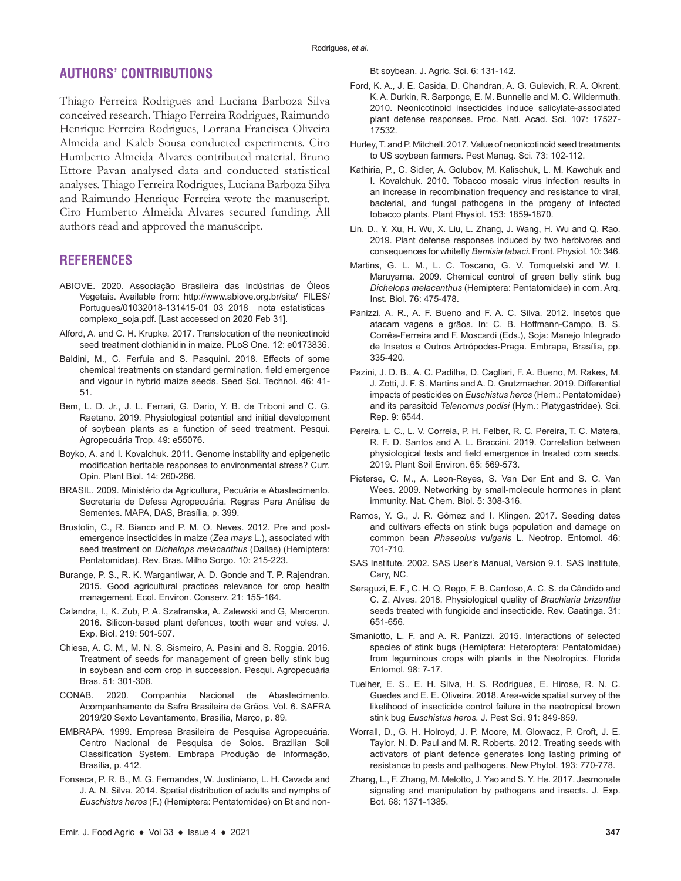## AUTHORS' CONTRIBUTIONS

Thiago Ferreira Rodrigues and Luciana Barboza Silva conceived research. Thiago Ferreira Rodrigues, Raimundo Henrique Ferreira Rodrigues, Lorrana Francisca Oliveira Almeida and Kaleb Sousa conducted experiments. Ciro Humberto Almeida Alvares contributed material. Bruno Ettore Pavan analysed data and conducted statistical analyses. Thiago Ferreira Rodrigues, Luciana Barboza Silva and Raimundo Henrique Ferreira wrote the manuscript. Ciro Humberto Almeida Alvares secured funding. All authors read and approved the manuscript.

## REFERENCES

ABIOVE. 2020. Associação Brasileira das Indústrias de Óleos Vegetais. Available from: http://www.abiove.org.br/site/_FILES/Portugues/01032018-131415-01_03_2018__nota_estatisticas_complexo_soja.pdf. [Last accessed on 2020 Feb 31].

Alford, A. and C. H. Krupke. 2017. Translocation of the neonicotinoid seed treatment clothianidin in maize. PLoS One. 12: e0173836.

Baldini, M., C. Ferfuia and S. Pasquini. 2018. Effects of some chemical treatments on standard germination, field emergence and vigour in hybrid maize seeds. Seed Sci. Technol. 46: 41-51.

Bem, L. D. Jr., J. L. Ferrari, G. Dario, Y. B. de Triboni and C. G. Raetano. 2019. Physiological potential and initial development of soybean plants as a function of seed treatment. Pesqui. Agropecuária Trop. 49: e55076.

Boyko, A. and I. Kovalchuk. 2011. Genome instability and epigenetic modification heritable responses to environmental stress? Curr. Opin. Plant Biol. 14: 260-266.

BRASIL. 2009. Ministério da Agricultura, Pecuária e Abastecimento. Secretaria de Defesa Agropecuária. Regras Para Análise de Sementes. MAPA, DAS, Brasília, p. 399.

Brustolin, C., R. Bianco and P. M. O. Neves. 2012. Pre and post-emergence insecticides in maize (*Zea mays* L.), associated with seed treatment on *Dichelops melacanthus* (Dallas) (Hemiptera: Pentatomidae). Rev. Bras. Milho Sorgo. 10: 215-223.

Burange, P. S., R. K. Wargantiwar, A. D. Gonde and T. P. Rajendran. 2015. Good agricultural practices relevance for crop health management. Ecol. Environ. Conserv. 21: 155-164.

Calandra, I., K. Zub, P. A. Szafranska, A. Zalewski and G, Merceron. 2016. Silicon-based plant defences, tooth wear and voles. J. Exp. Biol. 219: 501-507.

Chiesa, A. C. M., M. N. S. Sismeiro, A. Pasini and S. Roggia. 2016. Treatment of seeds for management of green belly stink bug in soybean and corn crop in succession. Pesqui. Agropecuária Bras. 51: 301-308.

CONAB. 2020. Companhia Nacional de Abastecimento. Acompanhamento da Safra Brasileira de Grãos. Vol. 6. SAFRA 2019/20 Sexto Levantamento, Brasília, Março, p. 89.

EMBRAPA. 1999. Empresa Brasileira de Pesquisa Agropecuária. Centro Nacional de Pesquisa de Solos. Brazilian Soil Classification System. Embrapa Produção de Informação, Brasília, p. 412.

Fonseca, P. R. B., M. G. Fernandes, W. Justiniano, L. H. Cavada and J. A. N. Silva. 2014. Spatial distribution of adults and nymphs of *Euschistus heros* (F.) (Hemiptera: Pentatomidae) on Bt and non-Bt soybean. J. Agric. Sci. 6: 131-142.

Ford, K. A., J. E. Casida, D. Chandran, A. G. Gulevich, R. A. Okrent, K. A. Durkin, R. Sarpongc, E. M. Bunnelle and M. C. Wildermuth. 2010. Neonicotinoid insecticides induce salicylate-associated plant defense responses. Proc. Natl. Acad. Sci. 107: 17527-17532.

Hurley, T. and P. Mitchell. 2017. Value of neonicotinoid seed treatments to US soybean farmers. Pest Manag. Sci. 73: 102-112.

Kathiria, P., C. Sidler, A. Golubov, M. Kalischuk, L. M. Kawchuk and I. Kovalchuk. 2010. Tobacco mosaic virus infection results in an increase in recombination frequency and resistance to viral, bacterial, and fungal pathogens in the progeny of infected tobacco plants. Plant Physiol. 153: 1859-1870.

Lin, D., Y. Xu, H. Wu, X. Liu, L. Zhang, J. Wang, H. Wu and Q. Rao. 2019. Plant defense responses induced by two herbivores and consequences for whitefly *Bemisia tabaci*. Front. Physiol. 10: 346.

Martins, G. L. M., L. C. Toscano, G. V. Tomquelski and W. I. Maruyama. 2009. Chemical control of green belly stink bug *Dichelops melacanthus* (Hemiptera: Pentatomidae) in corn. Arq. Inst. Biol. 76: 475-478.

Panizzi, A. R., A. F. Bueno and F. A. C. Silva. 2012. Insetos que atacam vagens e grãos. In: C. B. Hoffmann-Campo, B. S. Corrêa-Ferreira and F. Moscardi (Eds.), Soja: Manejo Integrado de Insetos e Outros Artrópodes-Praga. Embrapa, Brasília, pp. 335-420.

Pazini, J. D. B., A. C. Padilha, D. Cagliari, F. A. Bueno, M. Rakes, M. J. Zotti, J. F. S. Martins and A. D. Grutzmacher. 2019. Differential impacts of pesticides on *Euschistus heros* (Hem.: Pentatomidae) and its parasitoid *Telenomus podisi* (Hym.: Platygastridae). Sci. Rep. 9: 6544.

Pereira, L. C., L. V. Correia, P. H. Felber, R. C. Pereira, T. C. Matera, R. F. D. Santos and A. L. Braccini. 2019. Correlation between physiological tests and field emergence in treated corn seeds. 2019. Plant Soil Environ. 65: 569-573.

Pieterse, C. M., A. Leon-Reyes, S. Van Der Ent and S. C. Van Wees. 2009. Networking by small-molecule hormones in plant immunity. Nat. Chem. Biol. 5: 308-316.

Ramos, Y. G., J. R. Gómez and I. Klingen. 2017. Seeding dates and cultivars effects on stink bugs population and damage on common bean *Phaseolus vulgaris* L. Neotrop. Entomol. 46: 701-710.

SAS Institute. 2002. SAS User's Manual, Version 9.1. SAS Institute, Cary, NC.

Seraguzi, E. F., C. H. Q. Rego, F. B. Cardoso, A. C. S. da Cândido and C. Z. Alves. 2018. Physiological quality of *Brachiaria brizantha* seeds treated with fungicide and insecticide. Rev. Caatinga. 31: 651-656.

Smaniotto, L. F. and A. R. Panizzi. 2015. Interactions of selected species of stink bugs (Hemiptera: Heteroptera: Pentatomidae) from leguminous crops with plants in the Neotropics. Florida Entomol. 98: 7-17.

Tuelher, E. S., E. H. Silva, H. S. Rodrigues, E. Hirose, R. N. C. Guedes and E. E. Oliveira. 2018. Area-wide spatial survey of the likelihood of insecticide control failure in the neotropical brown stink bug *Euschistus heros*. J. Pest Sci. 91: 849-859.

Worrall, D., G. H. Holroyd, J. P. Moore, M. Glowacz, P. Croft, J. E. Taylor, N. D. Paul and M. R. Roberts. 2012. Treating seeds with activators of plant defence generates long lasting priming of resistance to pests and pathogens. New Phytol. 193: 770-778.

Zhang, L., F. Zhang, M. Melotto, J. Yao and S. Y. He. 2017. Jasmonate signaling and manipulation by pathogens and insects. J. Exp. Bot. 68: 1371-1385.